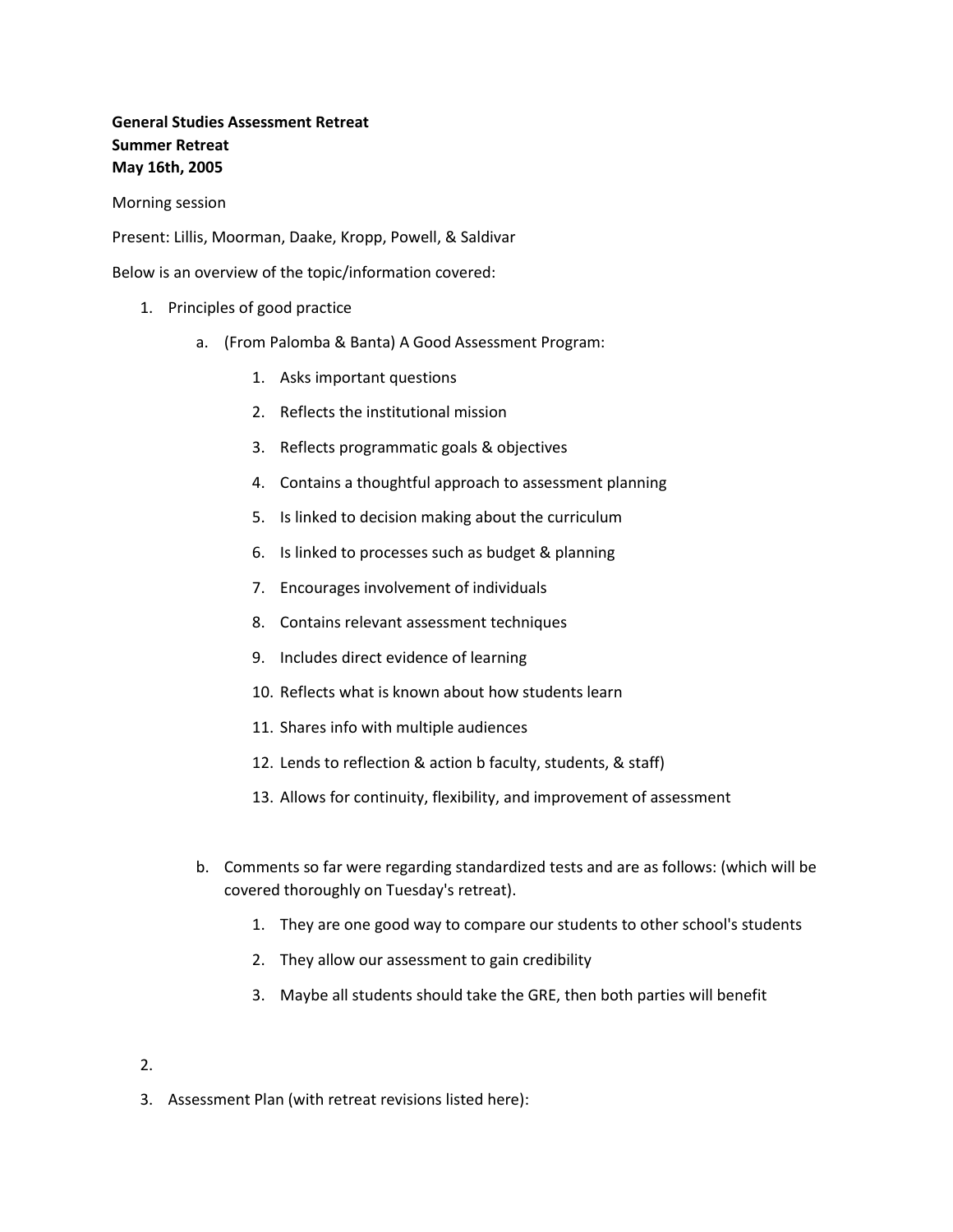**General Studies Assessment Retreat**
**Summer Retreat**
**May 16th, 2005**

Morning session

Present: Lillis, Moorman, Daake, Kropp, Powell, & Saldivar

Below is an overview of the topic/information covered:

1. Principles of good practice
    a. (From Palomba & Banta) A Good Assessment Program:
        1. Asks important questions
        2. Reflects the institutional mission
        3. Reflects programmatic goals & objectives
        4. Contains a thoughtful approach to assessment planning
        5. Is linked to decision making about the curriculum
        6. Is linked to processes such as budget & planning
        7. Encourages involvement of individuals
        8. Contains relevant assessment techniques
        9. Includes direct evidence of learning
        10. Reflects what is known about how students learn
        11. Shares info with multiple audiences
        12. Lends to reflection & action b faculty, students, & staff)
        13. Allows for continuity, flexibility, and improvement of assessment
    b. Comments so far were regarding standardized tests and are as follows: (which will be covered thoroughly on Tuesday's retreat).
        1. They are one good way to compare our students to other school's students
        2. They allow our assessment to gain credibility
        3. Maybe all students should take the GRE, then both parties will benefit
2. 
3. Assessment Plan (with retreat revisions listed here):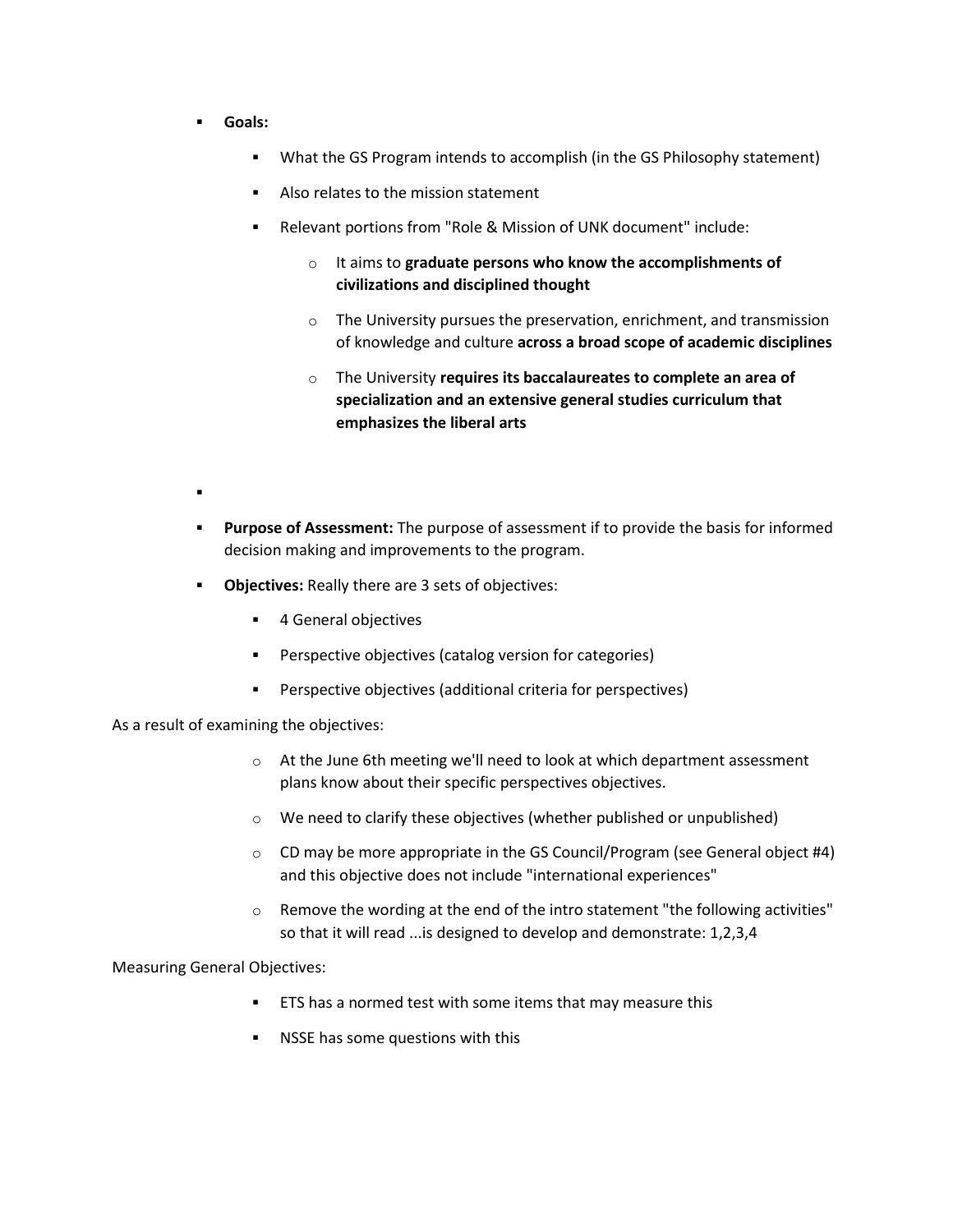- **Goals:**
  - What the GS Program intends to accomplish (in the GS Philosophy statement)
  - Also relates to the mission statement
  - Relevant portions from "Role & Mission of UNK document" include:
    - It aims to **graduate persons who know the accomplishments of civilizations and disciplined thought**
    - The University pursues the preservation, enrichment, and transmission of knowledge and culture **across a broad scope of academic disciplines**
    - The University **requires its baccalaureates to complete an area of specialization and an extensive general studies curriculum that emphasizes the liberal arts**

- **Purpose of Assessment:** The purpose of assessment if to provide the basis for informed decision making and improvements to the program.
- **Objectives:** Really there are 3 sets of objectives:
  - 4 General objectives
  - Perspective objectives (catalog version for categories)
  - Perspective objectives (additional criteria for perspectives)

As a result of examining the objectives:

- At the June 6th meeting we'll need to look at which department assessment plans know about their specific perspectives objectives.
- We need to clarify these objectives (whether published or unpublished)
- CD may be more appropriate in the GS Council/Program (see General object #4) and this objective does not include "international experiences"
- Remove the wording at the end of the intro statement "the following activities" so that it will read ...is designed to develop and demonstrate: 1,2,3,4

Measuring General Objectives:

- ETS has a normed test with some items that may measure this
- NSSE has some questions with this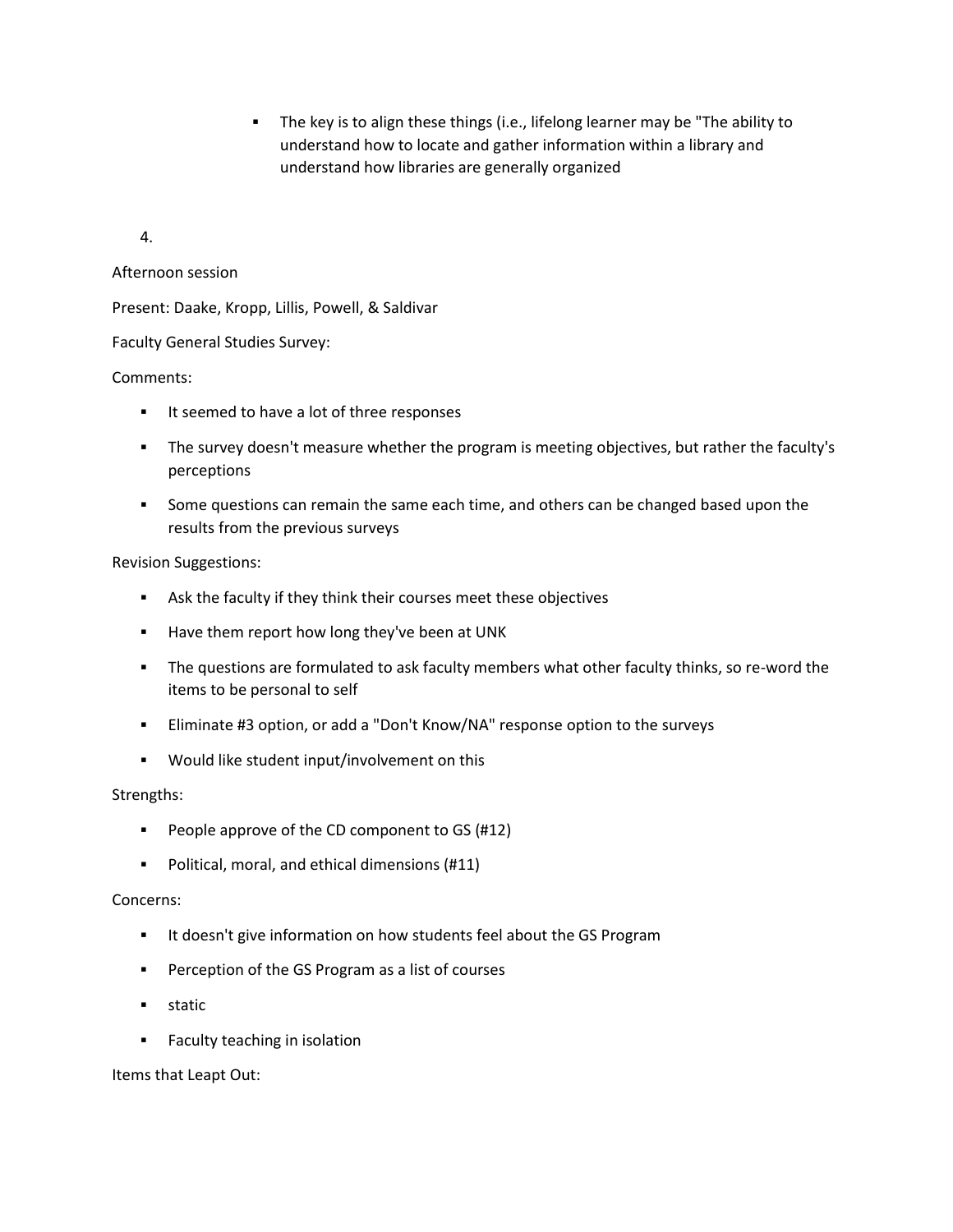- The key is to align these things (i.e., lifelong learner may be "The ability to understand how to locate and gather information within a library and understand how libraries are generally organized

4.

Afternoon session

Present: Daake, Kropp, Lillis, Powell, & Saldivar

Faculty General Studies Survey:

Comments:

- It seemed to have a lot of three responses
- The survey doesn't measure whether the program is meeting objectives, but rather the faculty's perceptions
- Some questions can remain the same each time, and others can be changed based upon the results from the previous surveys

Revision Suggestions:

- Ask the faculty if they think their courses meet these objectives
- Have them report how long they've been at UNK
- The questions are formulated to ask faculty members what other faculty thinks, so re-word the items to be personal to self
- Eliminate #3 option, or add a "Don't Know/NA" response option to the surveys
- Would like student input/involvement on this

Strengths:

- People approve of the CD component to GS (#12)
- Political, moral, and ethical dimensions (#11)

Concerns:

- It doesn't give information on how students feel about the GS Program
- Perception of the GS Program as a list of courses
- static
- Faculty teaching in isolation

Items that Leapt Out: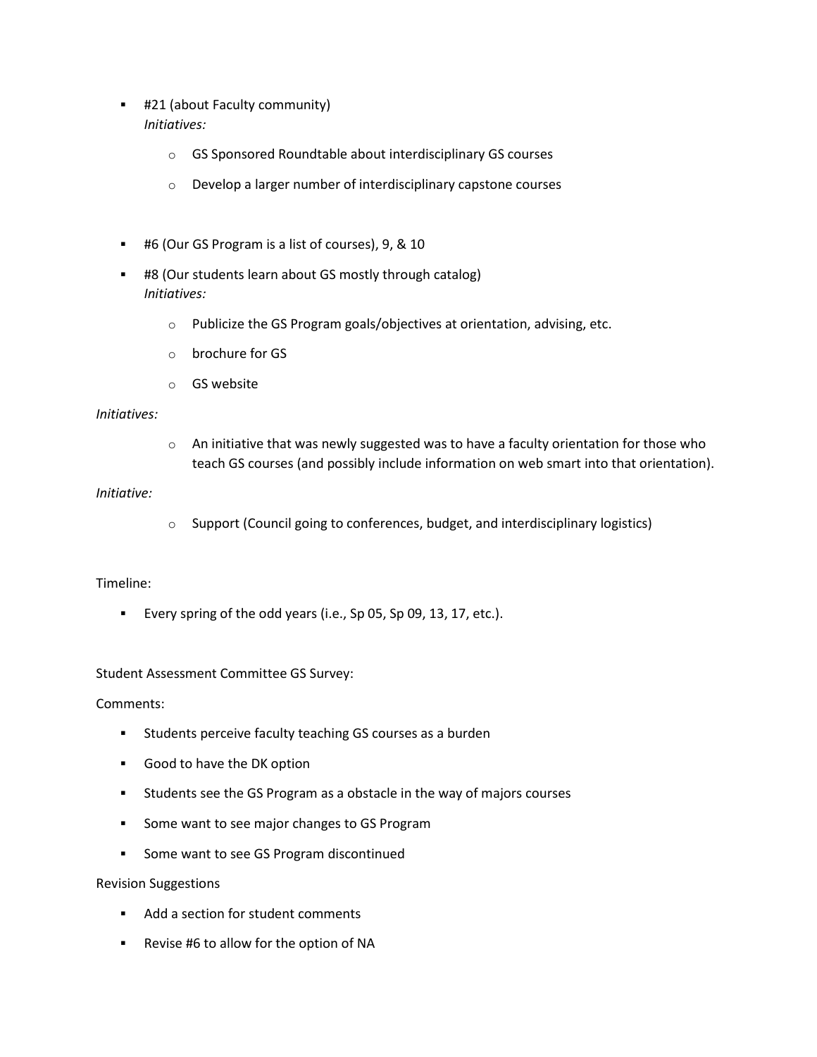- #21 (about Faculty community)
  *Initiatives:*
  - GS Sponsored Roundtable about interdisciplinary GS courses
  - Develop a larger number of interdisciplinary capstone courses

- #6 (Our GS Program is a list of courses), 9, & 10

- #8 (Our students learn about GS mostly through catalog)
  *Initiatives:*
  - Publicize the GS Program goals/objectives at orientation, advising, etc.
  - brochure for GS
  - GS website

*Initiatives:*

- An initiative that was newly suggested was to have a faculty orientation for those who teach GS courses (and possibly include information on web smart into that orientation).

*Initiative:*

- Support (Council going to conferences, budget, and interdisciplinary logistics)

Timeline:

- Every spring of the odd years (i.e., Sp 05, Sp 09, 13, 17, etc.).

Student Assessment Committee GS Survey:

Comments:

- Students perceive faculty teaching GS courses as a burden
- Good to have the DK option
- Students see the GS Program as a obstacle in the way of majors courses
- Some want to see major changes to GS Program
- Some want to see GS Program discontinued

Revision Suggestions

- Add a section for student comments
- Revise #6 to allow for the option of NA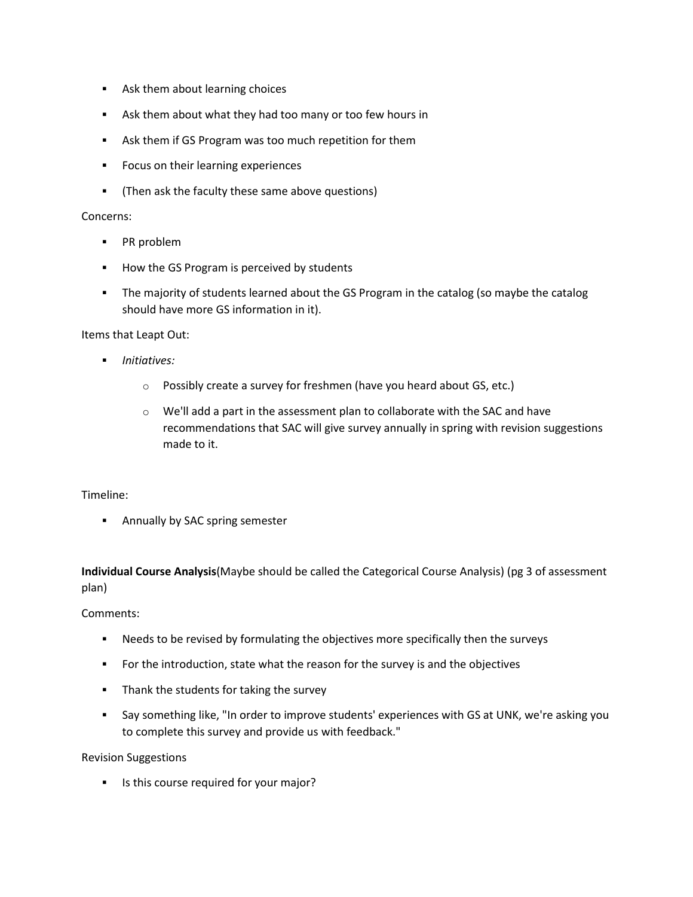- Ask them about learning choices
- Ask them about what they had too many or too few hours in
- Ask them if GS Program was too much repetition for them
- Focus on their learning experiences
- (Then ask the faculty these same above questions)

Concerns:

- PR problem
- How the GS Program is perceived by students
- The majority of students learned about the GS Program in the catalog (so maybe the catalog should have more GS information in it).

Items that Leapt Out:

- *Initiatives:*
  - Possibly create a survey for freshmen (have you heard about GS, etc.)
  - We'll add a part in the assessment plan to collaborate with the SAC and have recommendations that SAC will give survey annually in spring with revision suggestions made to it.

Timeline:

- Annually by SAC spring semester

**Individual Course Analysis**(Maybe should be called the Categorical Course Analysis) (pg 3 of assessment plan)

Comments:

- Needs to be revised by formulating the objectives more specifically then the surveys
- For the introduction, state what the reason for the survey is and the objectives
- Thank the students for taking the survey
- Say something like, "In order to improve students' experiences with GS at UNK, we're asking you to complete this survey and provide us with feedback."

Revision Suggestions

- Is this course required for your major?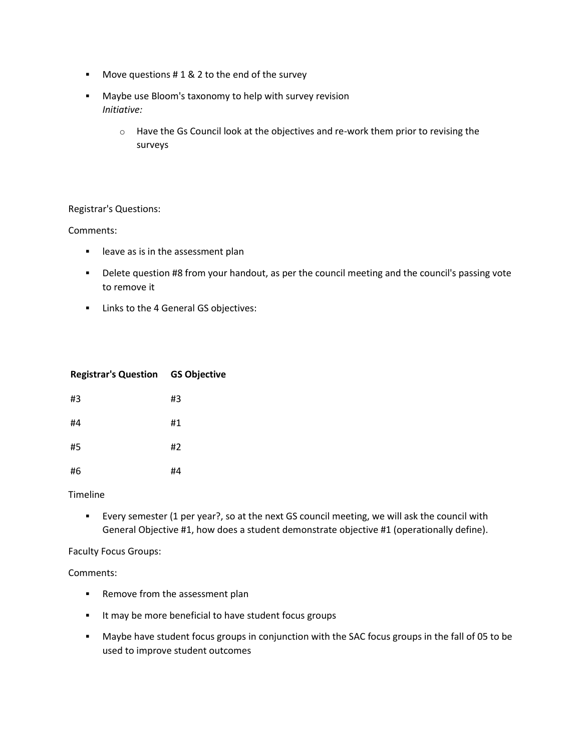- Move questions # 1 & 2 to the end of the survey
- Maybe use Bloom's taxonomy to help with survey revision
  *Initiative:*
    - Have the Gs Council look at the objectives and re-work them prior to revising the surveys

Registrar's Questions:

Comments:

- leave as is in the assessment plan
- Delete question #8 from your handout, as per the council meeting and the council's passing vote to remove it
- Links to the 4 General GS objectives:

| Registrar's Question | GS Objective |
| --- | --- |
| #3 | #3 |
| #4 | #1 |
| #5 | #2 |
| #6 | #4 |

Timeline

- Every semester (1 per year?, so at the next GS council meeting, we will ask the council with General Objective #1, how does a student demonstrate objective #1 (operationally define).

Faculty Focus Groups:

Comments:

- Remove from the assessment plan
- It may be more beneficial to have student focus groups
- Maybe have student focus groups in conjunction with the SAC focus groups in the fall of 05 to be used to improve student outcomes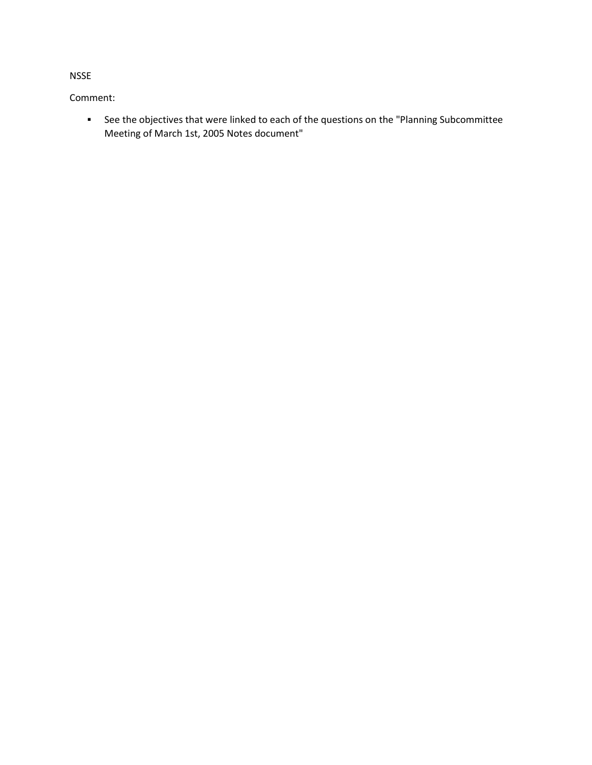NSSE

Comment:

- See the objectives that were linked to each of the questions on the "Planning Subcommittee Meeting of March 1st, 2005 Notes document"